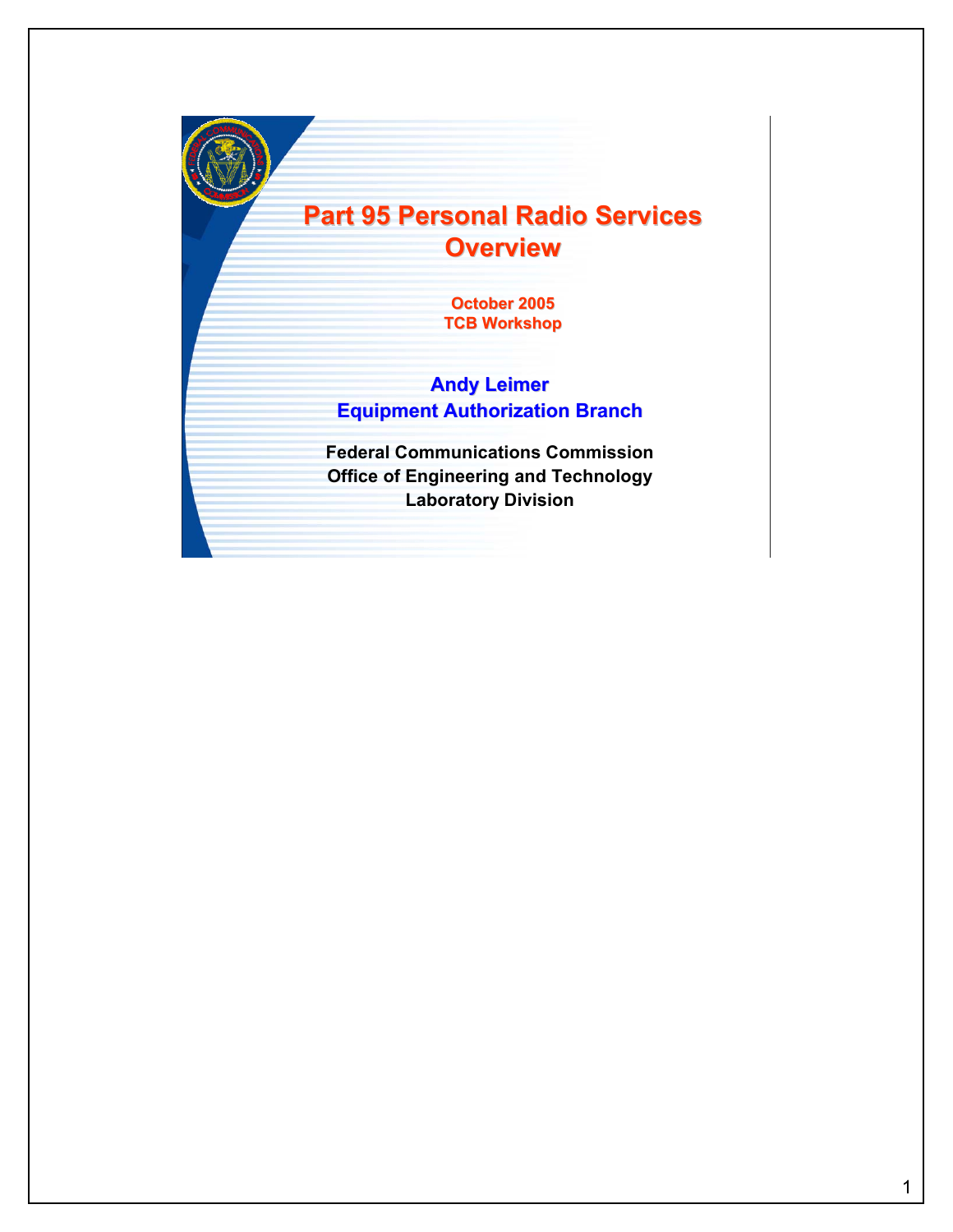# Part 95 Personal Radio Services Overview

October 2005
TCB Workshop

**Andy Leimer**
**Equipment Authorization Branch**

Federal Communications Commission
Office of Engineering and Technology
Laboratory Division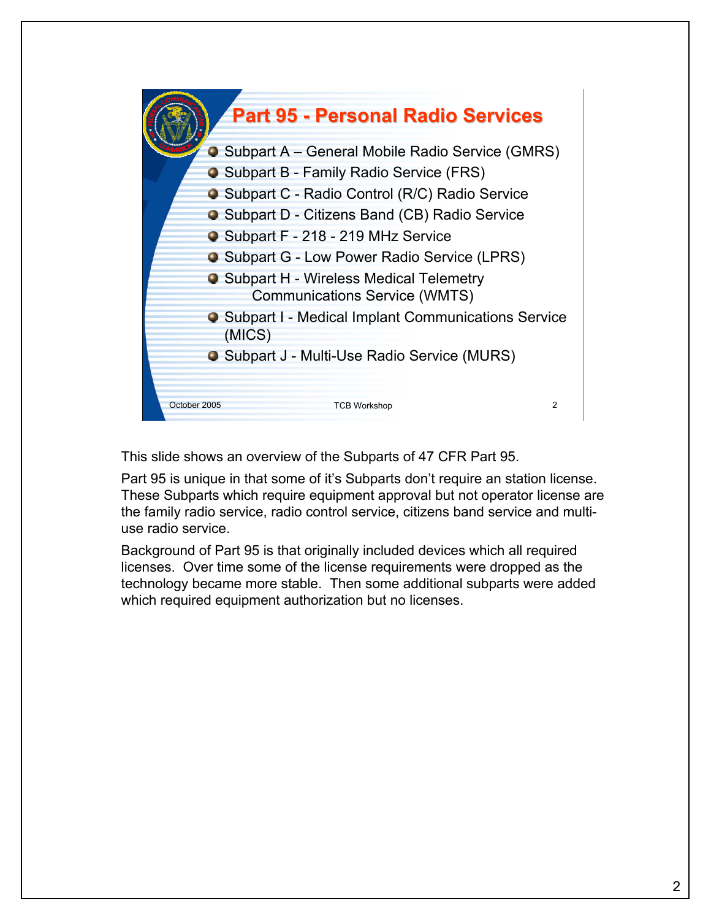## Part 95 - Personal Radio Services

- Subpart A – General Mobile Radio Service (GMRS)
- Subpart B - Family Radio Service (FRS)
- Subpart C - Radio Control (R/C) Radio Service
- Subpart D - Citizens Band (CB) Radio Service
- Subpart F - 218 - 219 MHz Service
- Subpart G - Low Power Radio Service (LPRS)
- Subpart H - Wireless Medical Telemetry Communications Service (WMTS)
- Subpart I - Medical Implant Communications Service (MICS)
- Subpart J - Multi-Use Radio Service (MURS)

October 2005 TCB Workshop 2

This slide shows an overview of the Subparts of 47 CFR Part 95.

Part 95 is unique in that some of it's Subparts don't require an station license. These Subparts which require equipment approval but not operator license are the family radio service, radio control service, citizens band service and multi-use radio service.

Background of Part 95 is that originally included devices which all required licenses. Over time some of the license requirements were dropped as the technology became more stable. Then some additional subparts were added which required equipment authorization but no licenses.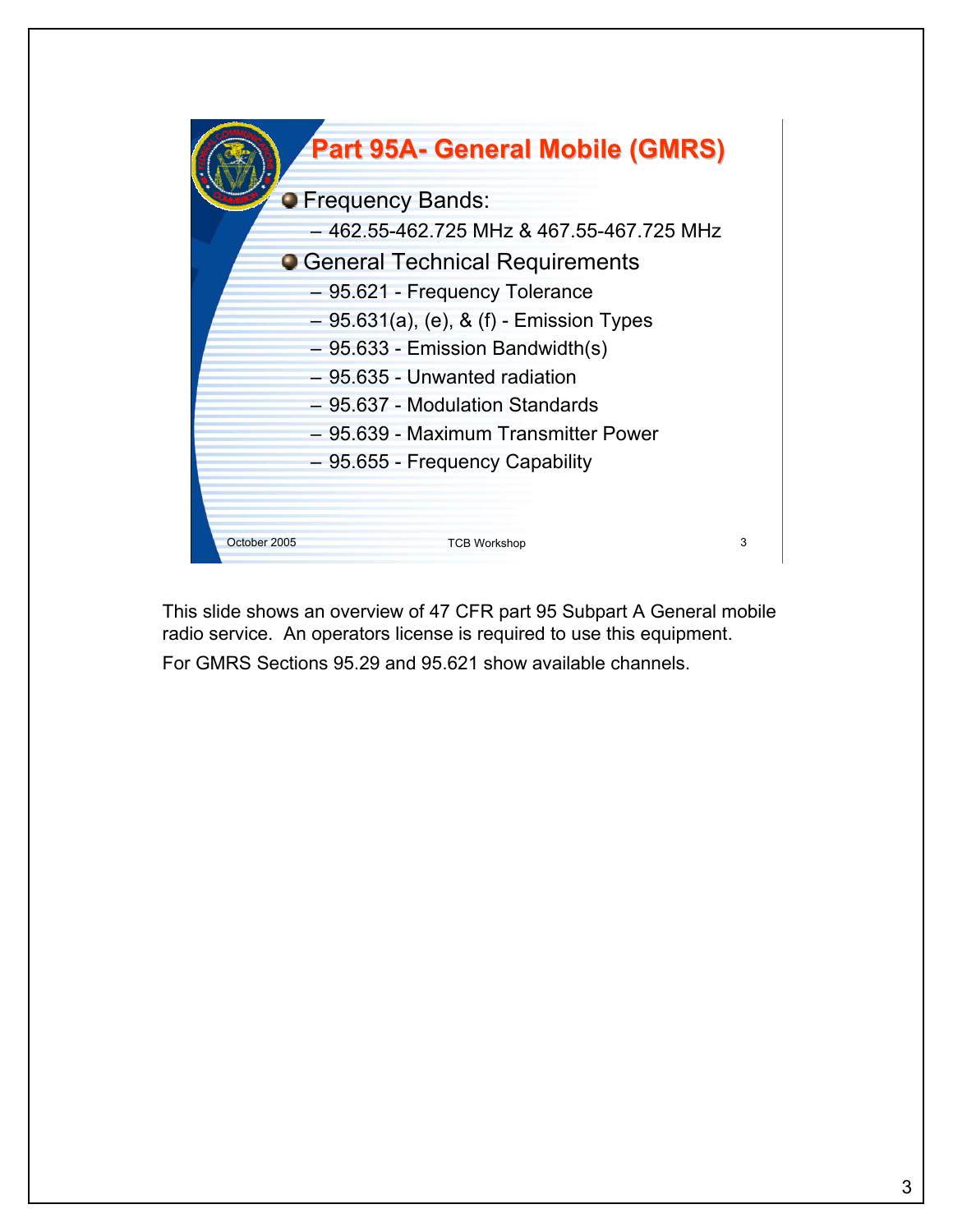# Part 95A- General Mobile (GMRS)

- Frequency Bands:
  - 462.55-462.725 MHz & 467.55-467.725 MHz
- General Technical Requirements
  - 95.621 - Frequency Tolerance
  - 95.631(a), (e), & (f) - Emission Types
  - 95.633 - Emission Bandwidth(s)
  - 95.635 - Unwanted radiation
  - 95.637 - Modulation Standards
  - 95.639 - Maximum Transmitter Power
  - 95.655 - Frequency Capability

October 2005 TCB Workshop 3

This slide shows an overview of 47 CFR part 95 Subpart A General mobile radio service. An operators license is required to use this equipment.

For GMRS Sections 95.29 and 95.621 show available channels.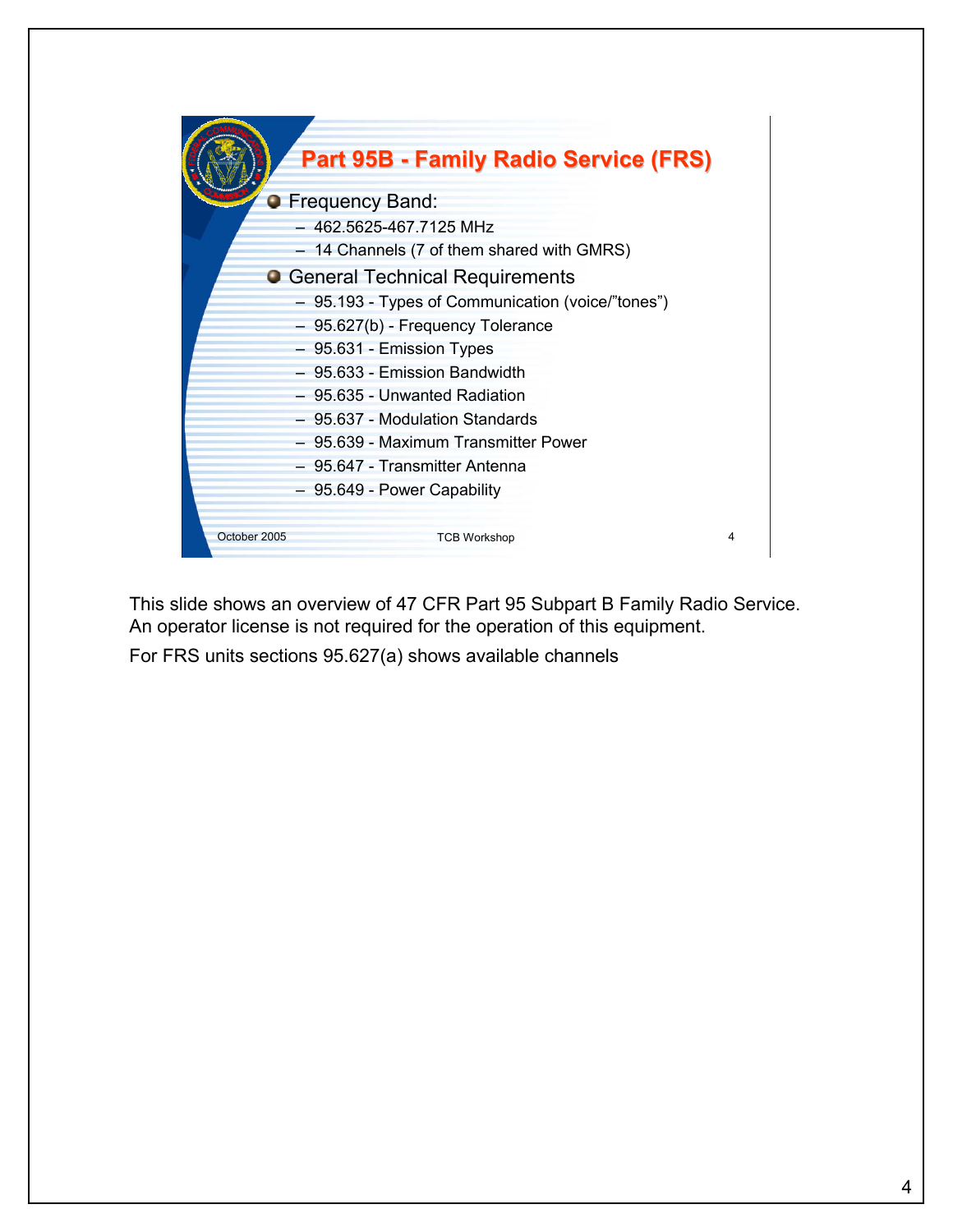## Part 95B - Family Radio Service (FRS)

- Frequency Band:
  - 462.5625-467.7125 MHz
  - 14 Channels (7 of them shared with GMRS)
- General Technical Requirements
  - 95.193 - Types of Communication (voice/"tones")
  - 95.627(b) - Frequency Tolerance
  - 95.631 - Emission Types
  - 95.633 - Emission Bandwidth
  - 95.635 - Unwanted Radiation
  - 95.637 - Modulation Standards
  - 95.639 - Maximum Transmitter Power
  - 95.647 - Transmitter Antenna
  - 95.649 - Power Capability

October 2005 TCB Workshop 4

This slide shows an overview of 47 CFR Part 95 Subpart B Family Radio Service. An operator license is not required for the operation of this equipment.

For FRS units sections 95.627(a) shows available channels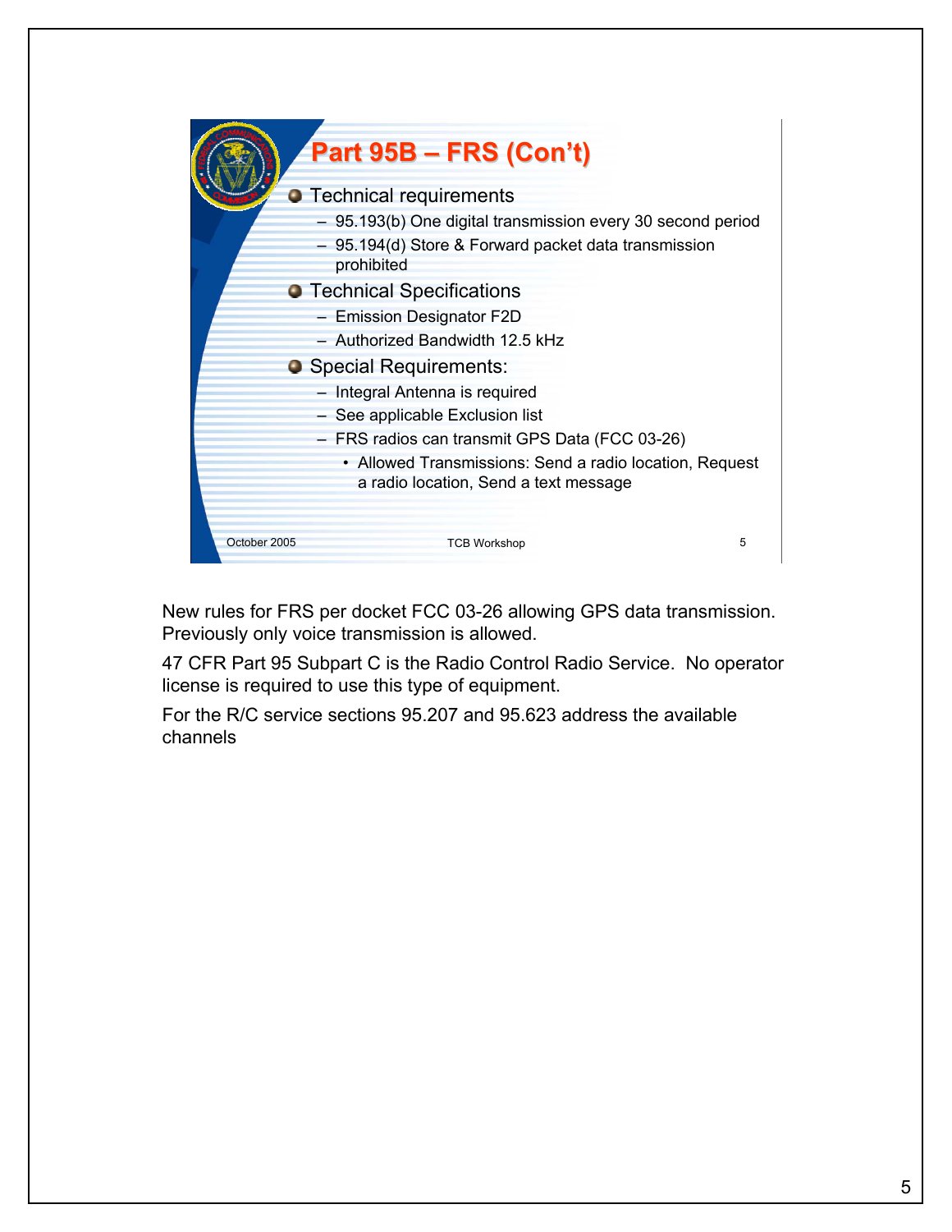## Part 95B – FRS (Con't)

- Technical requirements
  - 95.193(b) One digital transmission every 30 second period
  - 95.194(d) Store & Forward packet data transmission prohibited
- Technical Specifications
  - Emission Designator F2D
  - Authorized Bandwidth 12.5 kHz
- Special Requirements:
  - Integral Antenna is required
  - See applicable Exclusion list
  - FRS radios can transmit GPS Data (FCC 03-26)
    - Allowed Transmissions: Send a radio location, Request a radio location, Send a text message

October 2005 TCB Workshop

New rules for FRS per docket FCC 03-26 allowing GPS data transmission. Previously only voice transmission is allowed.

47 CFR Part 95 Subpart C is the Radio Control Radio Service. No operator license is required to use this type of equipment.

For the R/C service sections 95.207 and 95.623 address the available channels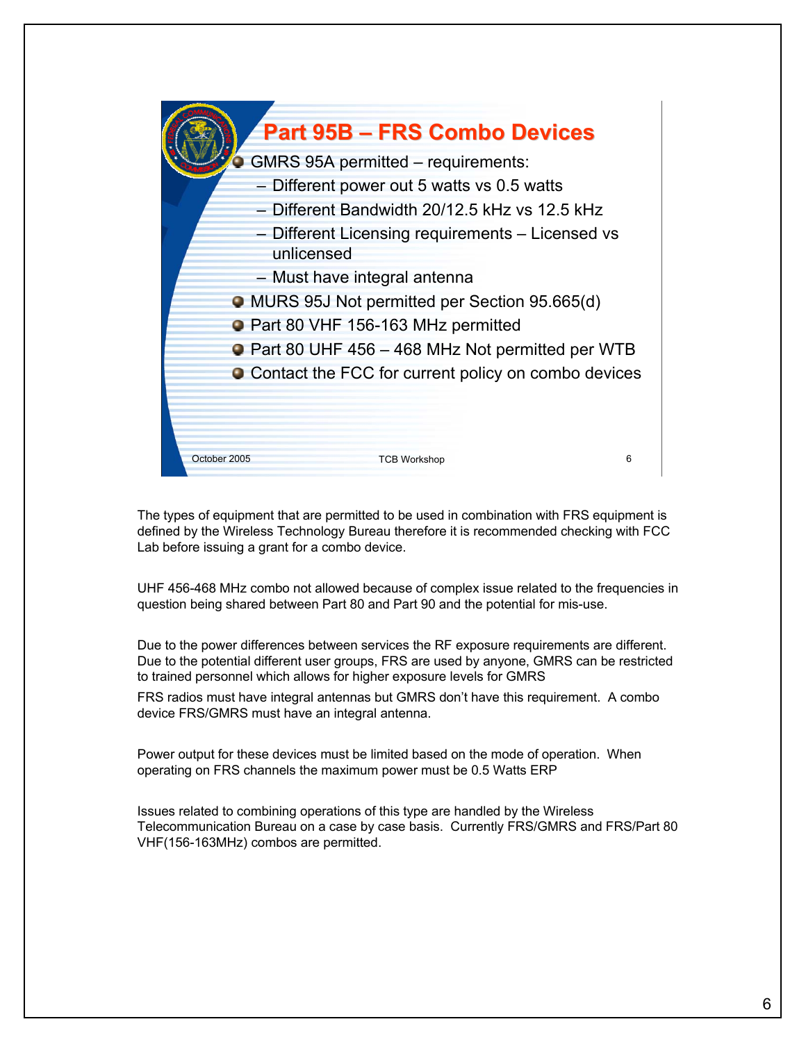## Part 95B – FRS Combo Devices

- GMRS 95A permitted – requirements:
  - Different power out 5 watts vs 0.5 watts
  - Different Bandwidth 20/12.5 kHz vs 12.5 kHz
  - Different Licensing requirements – Licensed vs unlicensed
  - Must have integral antenna
- MURS 95J Not permitted per Section 95.665(d)
- Part 80 VHF 156-163 MHz permitted
- Part 80 UHF 456 – 468 MHz Not permitted per WTB
- Contact the FCC for current policy on combo devices

October 2005 TCB Workshop 6

The types of equipment that are permitted to be used in combination with FRS equipment is defined by the Wireless Technology Bureau therefore it is recommended checking with FCC Lab before issuing a grant for a combo device.

UHF 456-468 MHz combo not allowed because of complex issue related to the frequencies in question being shared between Part 80 and Part 90 and the potential for mis-use.

Due to the power differences between services the RF exposure requirements are different. Due to the potential different user groups, FRS are used by anyone, GMRS can be restricted to trained personnel which allows for higher exposure levels for GMRS

FRS radios must have integral antennas but GMRS don't have this requirement. A combo device FRS/GMRS must have an integral antenna.

Power output for these devices must be limited based on the mode of operation. When operating on FRS channels the maximum power must be 0.5 Watts ERP

Issues related to combining operations of this type are handled by the Wireless Telecommunication Bureau on a case by case basis. Currently FRS/GMRS and FRS/Part 80 VHF(156-163MHz) combos are permitted.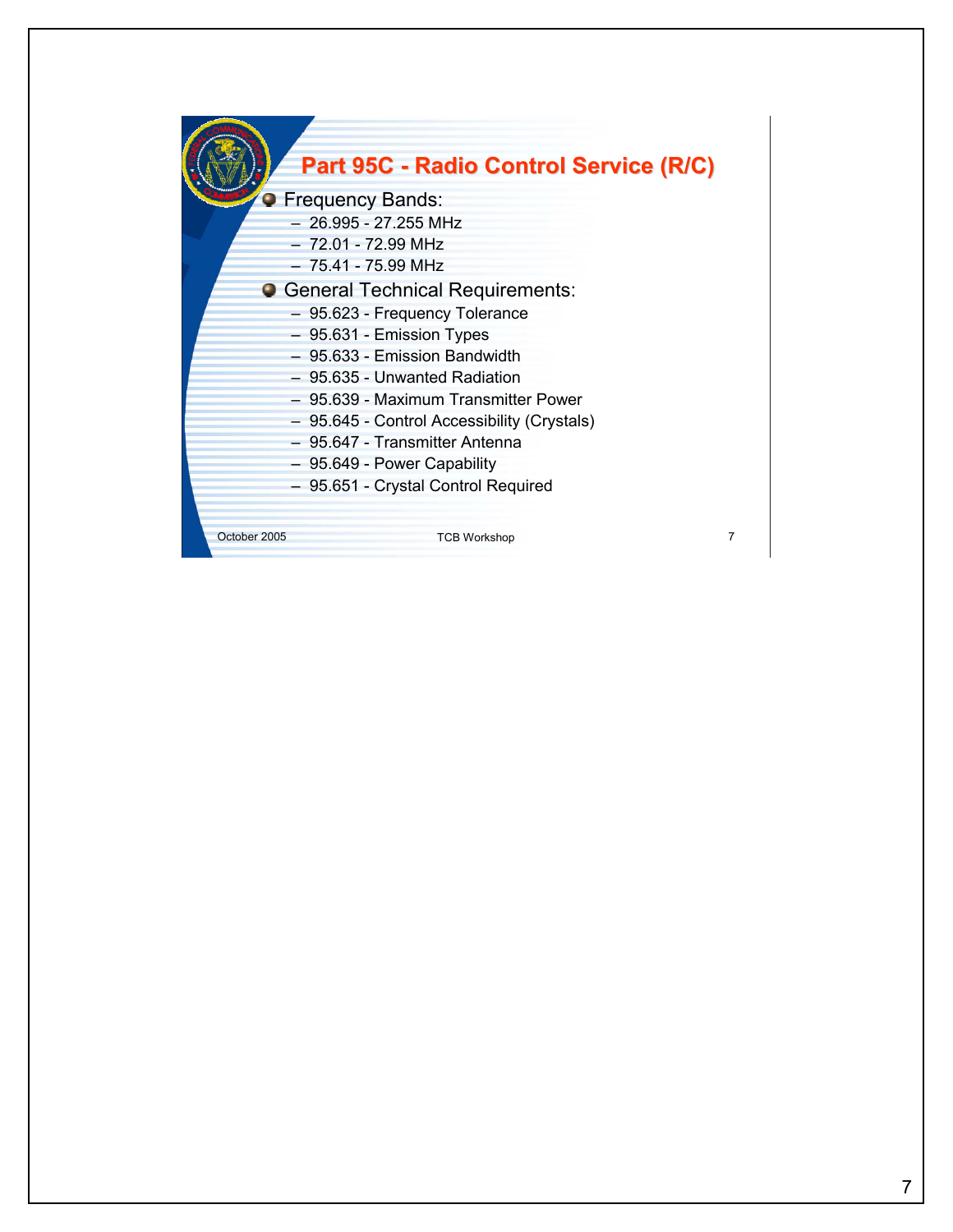# Part 95C - Radio Control Service (R/C)

- Frequency Bands:
  - 26.995 - 27.255 MHz
  - 72.01 - 72.99 MHz
  - 75.41 - 75.99 MHz
- General Technical Requirements:
  - 95.623 - Frequency Tolerance
  - 95.631 - Emission Types
  - 95.633 - Emission Bandwidth
  - 95.635 - Unwanted Radiation
  - 95.639 - Maximum Transmitter Power
  - 95.645 - Control Accessibility (Crystals)
  - 95.647 - Transmitter Antenna
  - 95.649 - Power Capability
  - 95.651 - Crystal Control Required

October 2005 TCB Workshop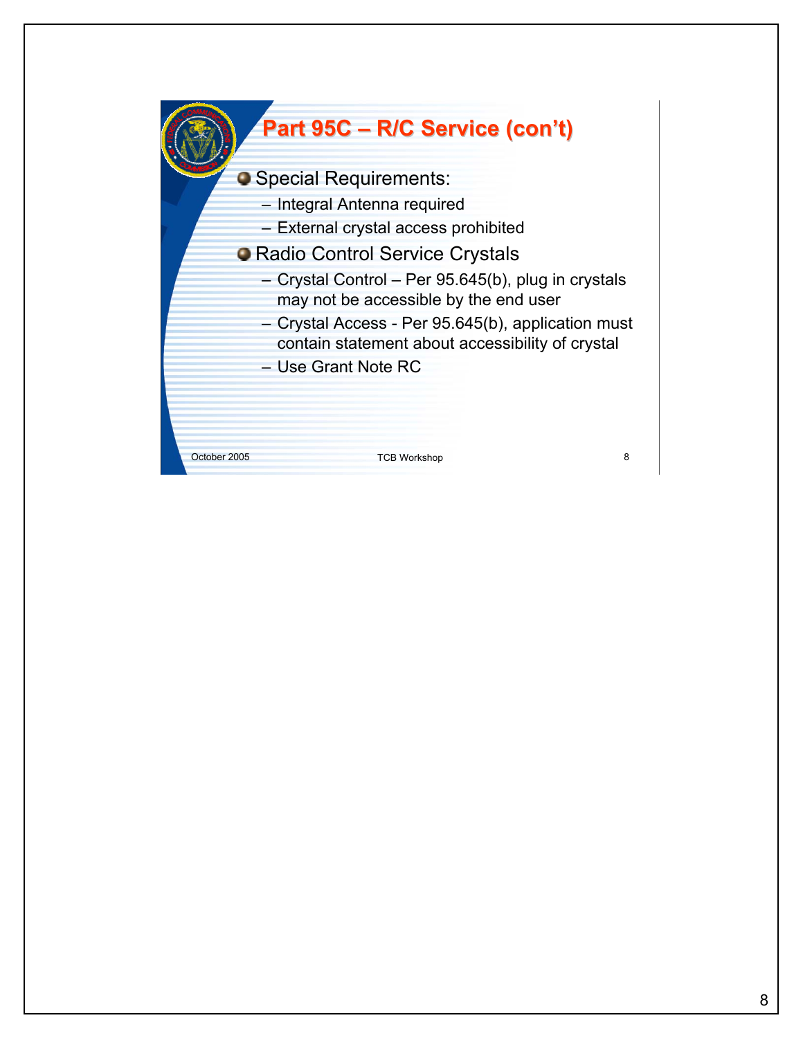# Part 95C – R/C Service (con't)

- Special Requirements:
  - Integral Antenna required
  - External crystal access prohibited
- Radio Control Service Crystals
  - Crystal Control – Per 95.645(b), plug in crystals may not be accessible by the end user
  - Crystal Access - Per 95.645(b), application must contain statement about accessibility of crystal
  - Use Grant Note RC

October 2005 TCB Workshop 8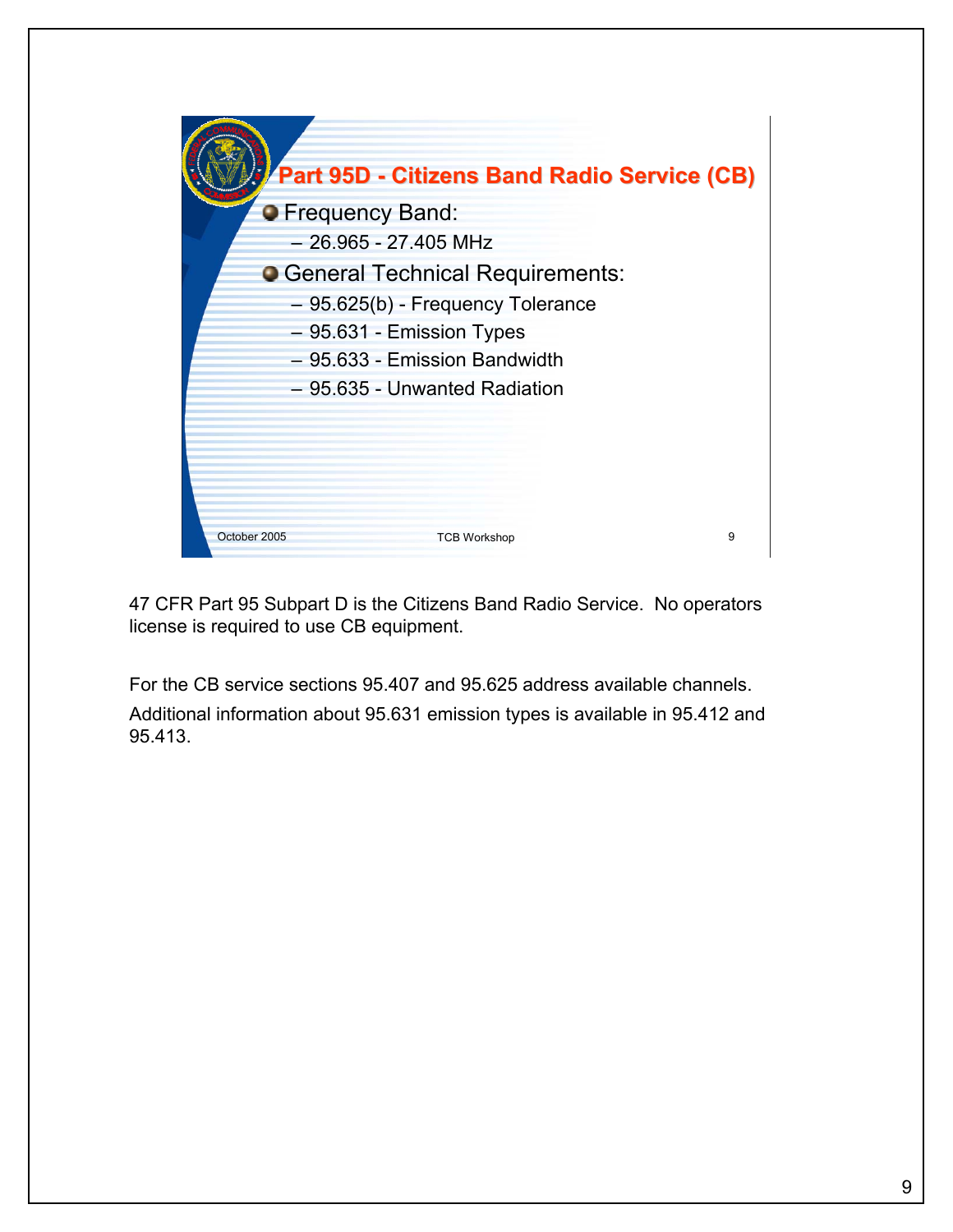## Part 95D - Citizens Band Radio Service (CB)

- Frequency Band:
  - 26.965 - 27.405 MHz
- General Technical Requirements:
  - 95.625(b) - Frequency Tolerance
  - 95.631 - Emission Types
  - 95.633 - Emission Bandwidth
  - 95.635 - Unwanted Radiation

October 2005 TCB Workshop 9

47 CFR Part 95 Subpart D is the Citizens Band Radio Service. No operators license is required to use CB equipment.

For the CB service sections 95.407 and 95.625 address available channels.

Additional information about 95.631 emission types is available in 95.412 and 95.413.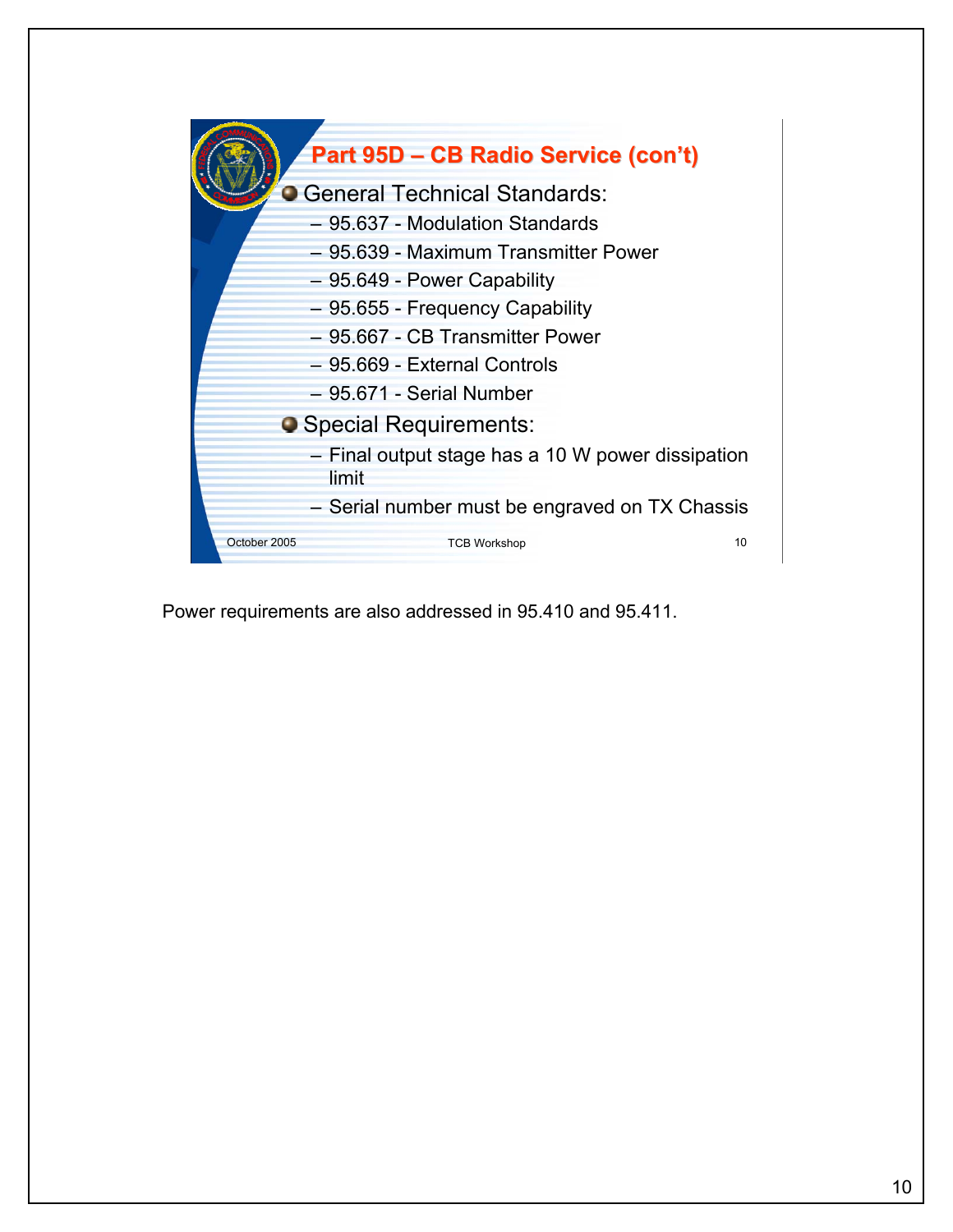## Part 95D – CB Radio Service (con't)

- General Technical Standards:
  - 95.637 - Modulation Standards
  - 95.639 - Maximum Transmitter Power
  - 95.649 - Power Capability
  - 95.655 - Frequency Capability
  - 95.667 - CB Transmitter Power
  - 95.669 - External Controls
  - 95.671 - Serial Number
- Special Requirements:
  - Final output stage has a 10 W power dissipation limit
  - Serial number must be engraved on TX Chassis

October 2005 TCB Workshop 10

Power requirements are also addressed in 95.410 and 95.411.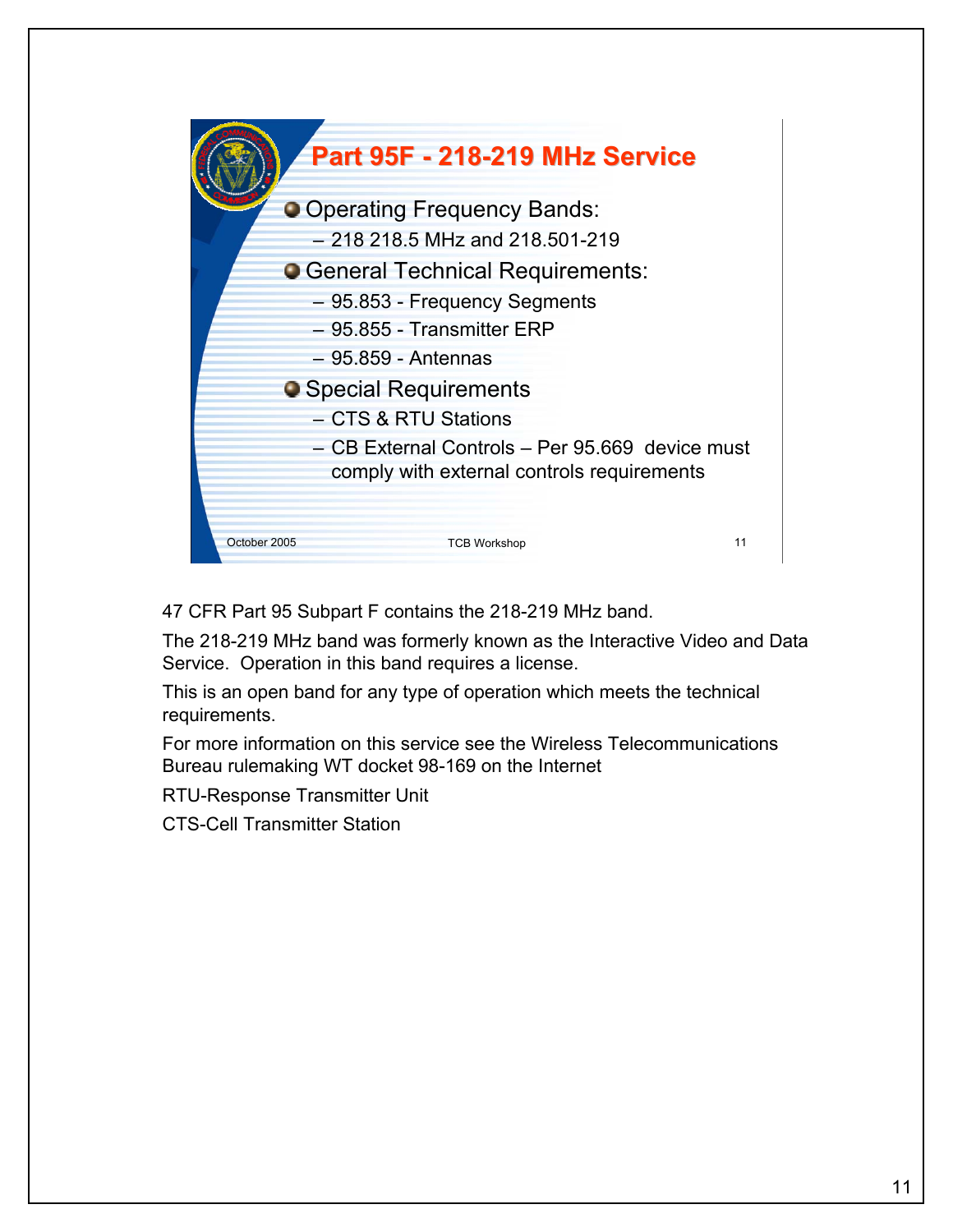## Part 95F - 218-219 MHz Service

- Operating Frequency Bands:
  - 218 218.5 MHz and 218.501-219
- General Technical Requirements:
  - 95.853 - Frequency Segments
  - 95.855 - Transmitter ERP
  - 95.859 - Antennas
- Special Requirements
  - CTS & RTU Stations
  - CB External Controls – Per 95.669 device must comply with external controls requirements

October 2005 TCB Workshop 11

47 CFR Part 95 Subpart F contains the 218-219 MHz band.

The 218-219 MHz band was formerly known as the Interactive Video and Data Service. Operation in this band requires a license.

This is an open band for any type of operation which meets the technical requirements.

For more information on this service see the Wireless Telecommunications Bureau rulemaking WT docket 98-169 on the Internet

RTU-Response Transmitter Unit

CTS-Cell Transmitter Station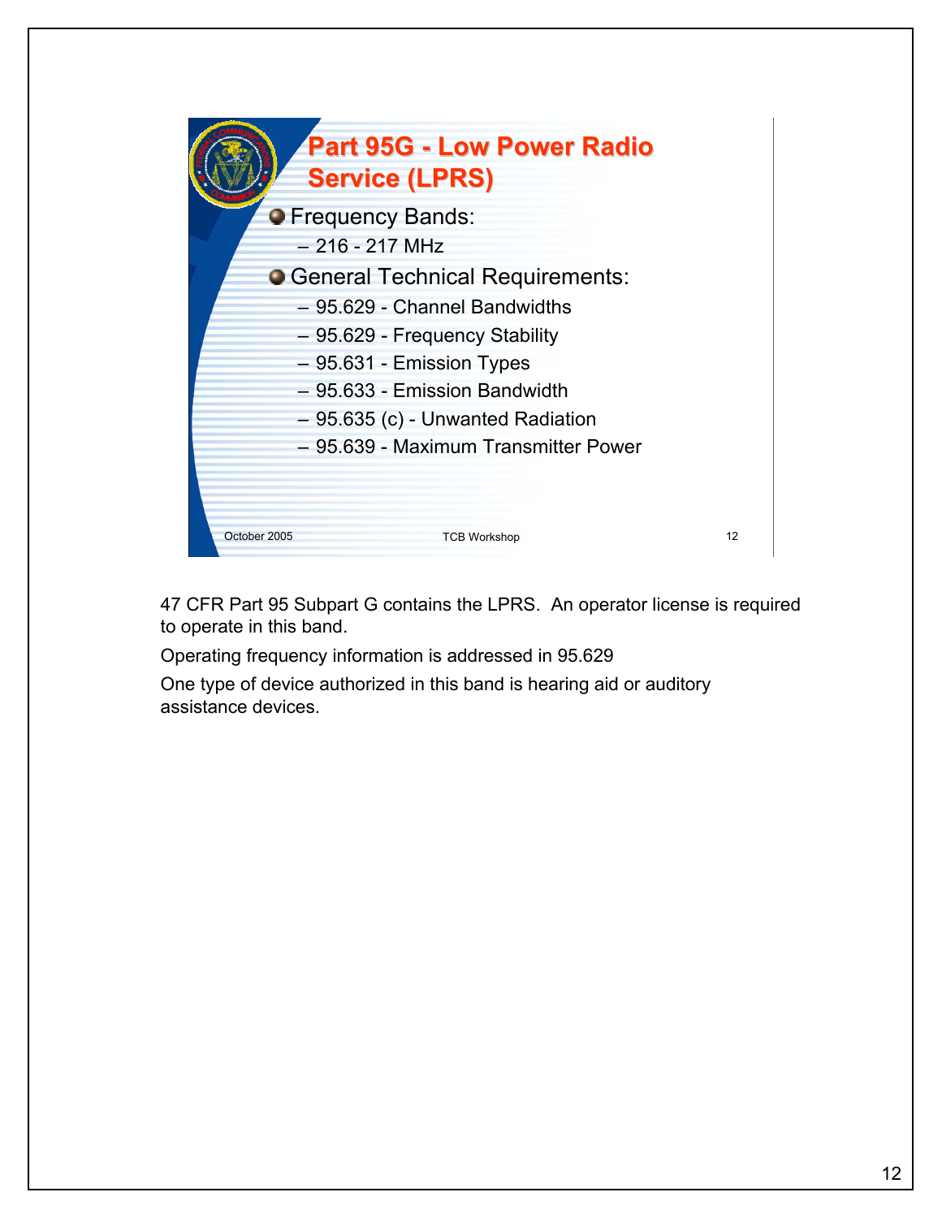## Part 95G - Low Power Radio Service (LPRS)

- Frequency Bands:
  - 216 - 217 MHz
- General Technical Requirements:
  - 95.629 - Channel Bandwidths
  - 95.629 - Frequency Stability
  - 95.631 - Emission Types
  - 95.633 - Emission Bandwidth
  - 95.635 (c) - Unwanted Radiation
  - 95.639 - Maximum Transmitter Power

October 2005 TCB Workshop 12

47 CFR Part 95 Subpart G contains the LPRS. An operator license is required to operate in this band.

Operating frequency information is addressed in 95.629

One type of device authorized in this band is hearing aid or auditory assistance devices.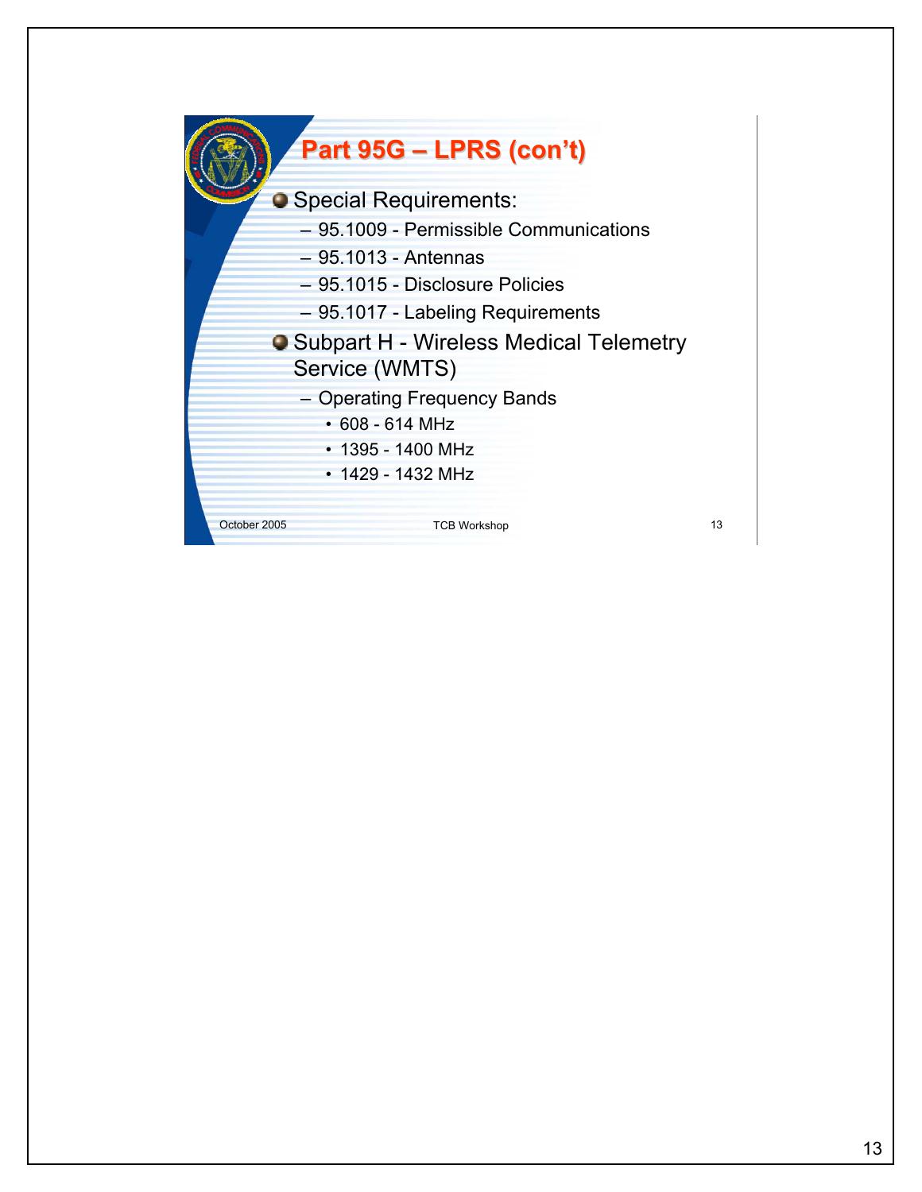## Part 95G – LPRS (con't)

- Special Requirements:
  - 95.1009 - Permissible Communications
  - 95.1013 - Antennas
  - 95.1015 - Disclosure Policies
  - 95.1017 - Labeling Requirements
- Subpart H - Wireless Medical Telemetry Service (WMTS)
  - Operating Frequency Bands
    - 608 - 614 MHz
    - 1395 - 1400 MHz
    - 1429 - 1432 MHz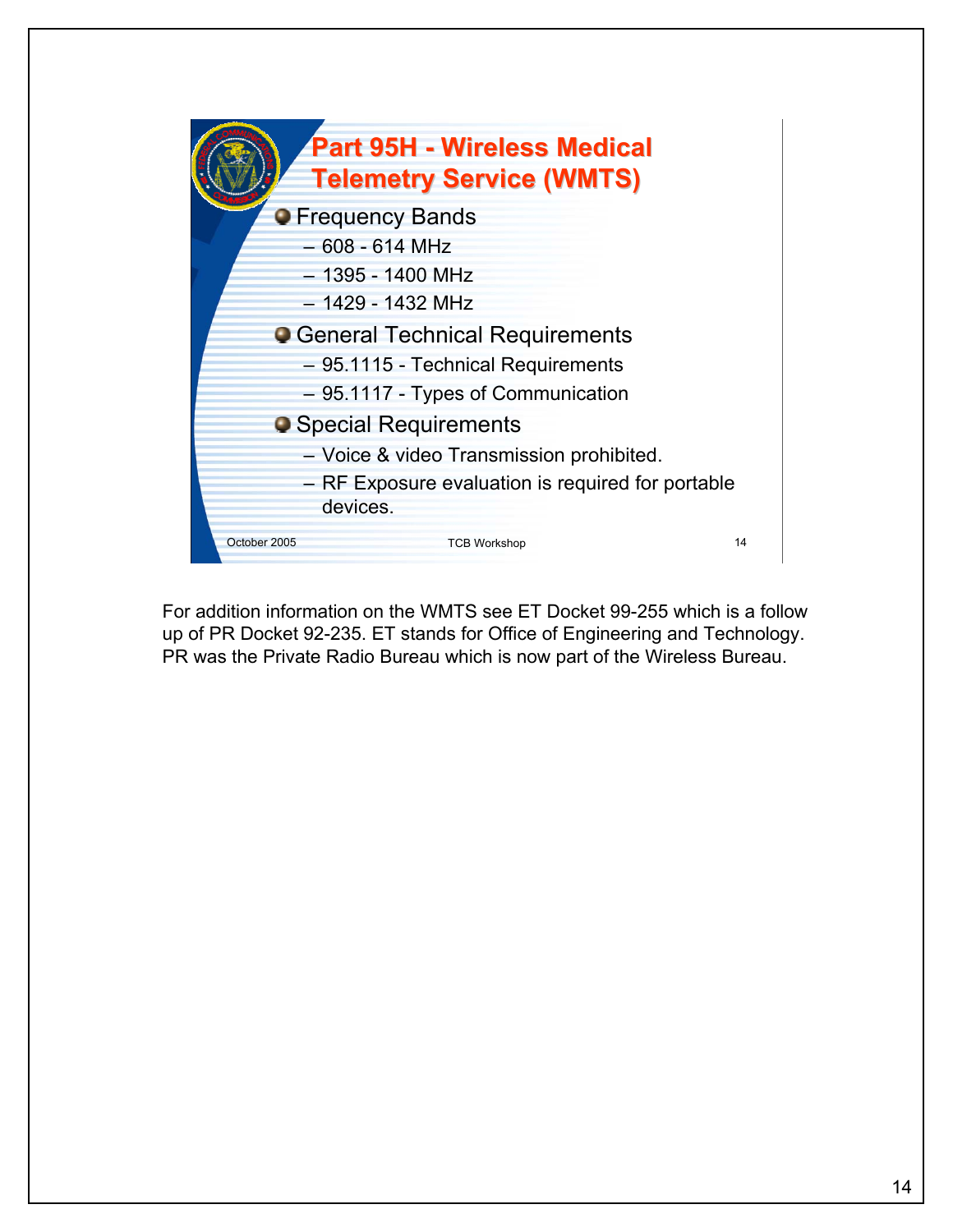## Part 95H - Wireless Medical Telemetry Service (WMTS)

- Frequency Bands
  - 608 - 614 MHz
  - 1395 - 1400 MHz
  - 1429 - 1432 MHz
- General Technical Requirements
  - 95.1115 - Technical Requirements
  - 95.1117 - Types of Communication
- Special Requirements
  - Voice & video Transmission prohibited.
  - RF Exposure evaluation is required for portable devices.

October 2005 TCB Workshop 14

For addition information on the WMTS see ET Docket 99-255 which is a follow up of PR Docket 92-235. ET stands for Office of Engineering and Technology. PR was the Private Radio Bureau which is now part of the Wireless Bureau.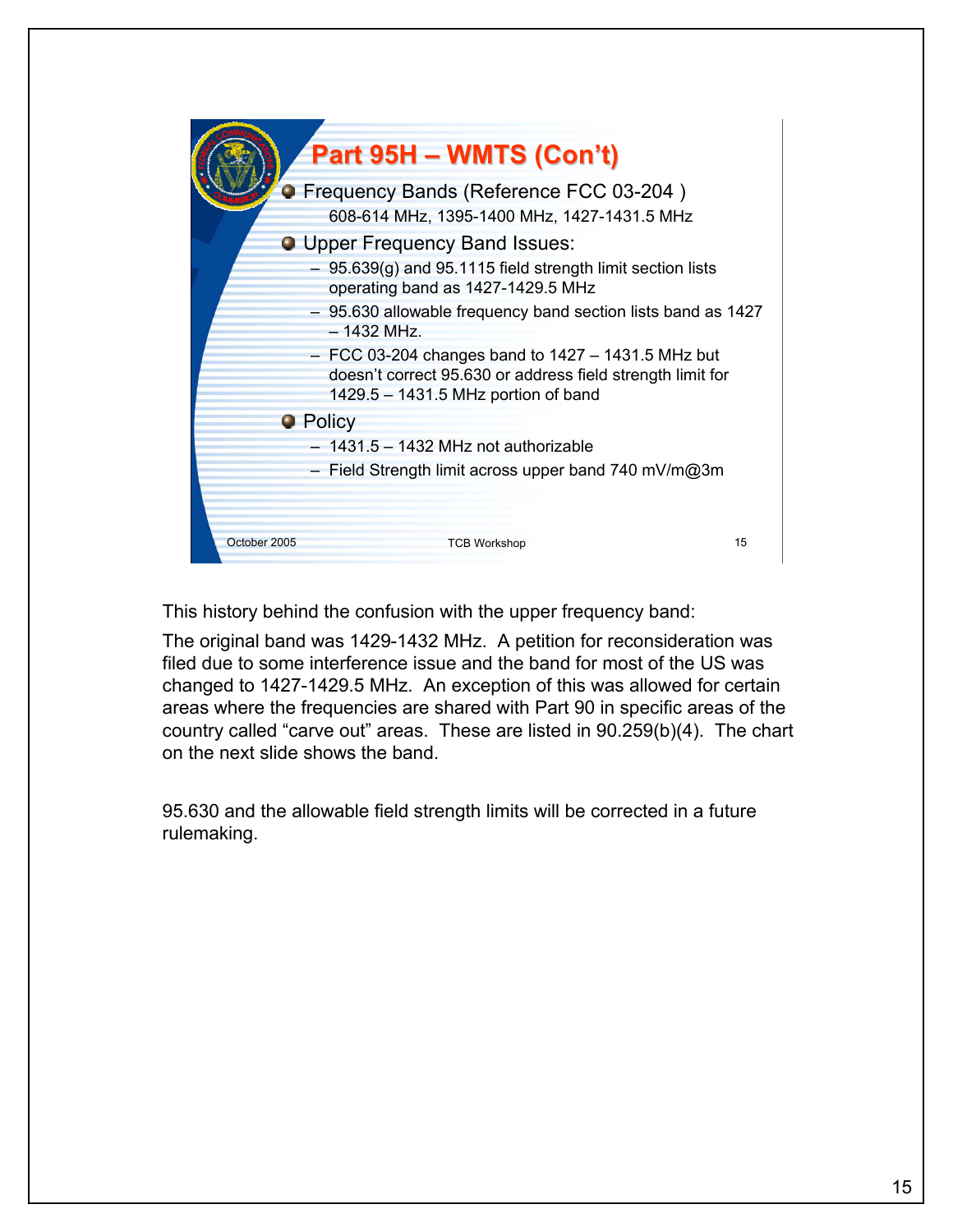## Part 95H – WMTS (Con't)

- Frequency Bands (Reference FCC 03-204 )
  608-614 MHz, 1395-1400 MHz, 1427-1431.5 MHz
- Upper Frequency Band Issues:
  - 95.639(g) and 95.1115 field strength limit section lists operating band as 1427-1429.5 MHz
  - 95.630 allowable frequency band section lists band as 1427 – 1432 MHz.
  - FCC 03-204 changes band to 1427 – 1431.5 MHz but doesn't correct 95.630 or address field strength limit for 1429.5 – 1431.5 MHz portion of band
- Policy
  - 1431.5 – 1432 MHz not authorizable
  - Field Strength limit across upper band 740 mV/m@3m

October 2005 TCB Workshop 15

This history behind the confusion with the upper frequency band:

The original band was 1429-1432 MHz. A petition for reconsideration was filed due to some interference issue and the band for most of the US was changed to 1427-1429.5 MHz. An exception of this was allowed for certain areas where the frequencies are shared with Part 90 in specific areas of the country called "carve out" areas. These are listed in 90.259(b)(4). The chart on the next slide shows the band.

95.630 and the allowable field strength limits will be corrected in a future rulemaking.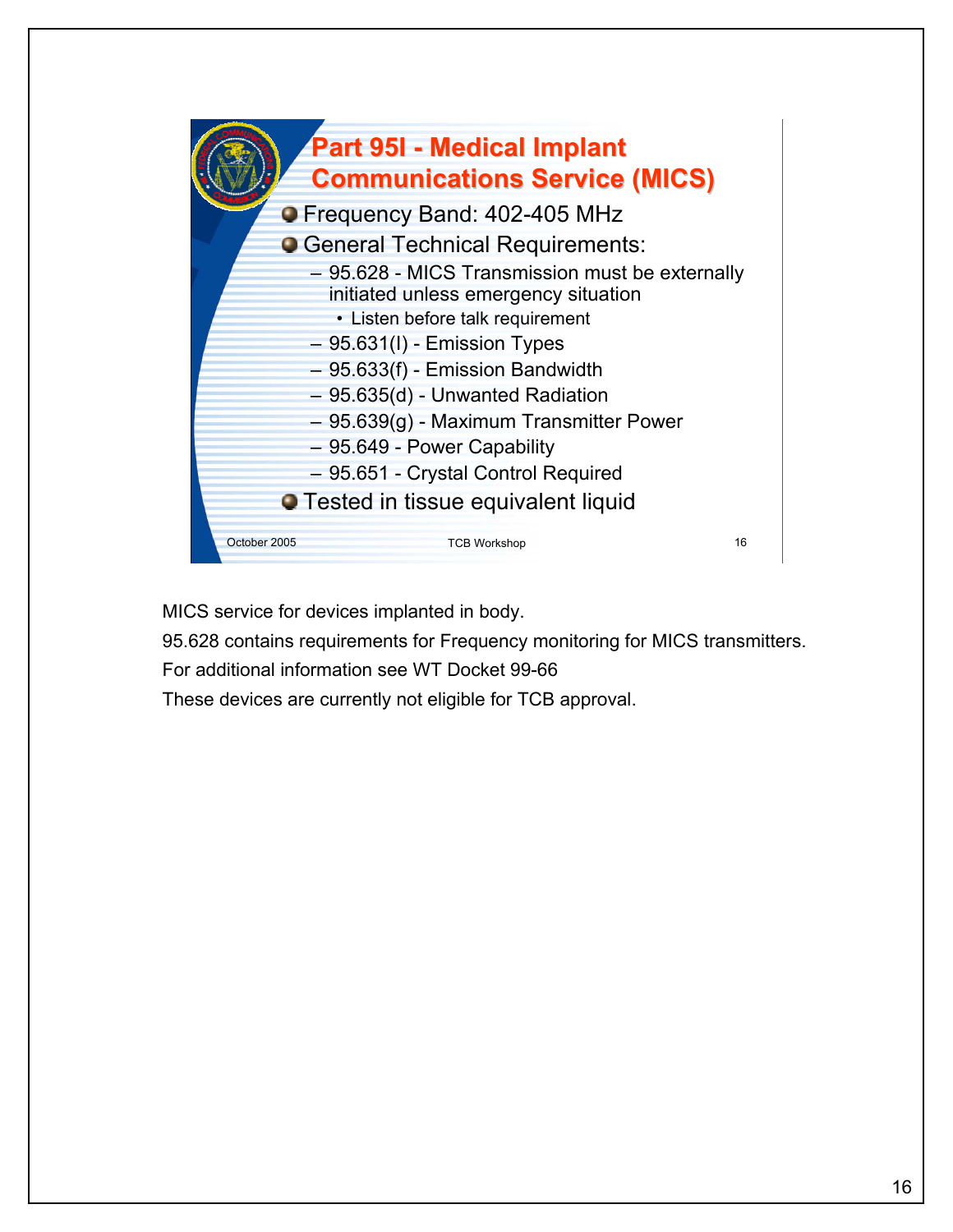## Part 95I - Medical Implant Communications Service (MICS)

- Frequency Band: 402-405 MHz
- General Technical Requirements:
  - 95.628 - MICS Transmission must be externally initiated unless emergency situation
    - Listen before talk requirement
  - 95.631(I) - Emission Types
  - 95.633(f) - Emission Bandwidth
  - 95.635(d) - Unwanted Radiation
  - 95.639(g) - Maximum Transmitter Power
  - 95.649 - Power Capability
  - 95.651 - Crystal Control Required
- Tested in tissue equivalent liquid

October 2005 TCB Workshop 16

MICS service for devices implanted in body.

95.628 contains requirements for Frequency monitoring for MICS transmitters.

For additional information see WT Docket 99-66

These devices are currently not eligible for TCB approval.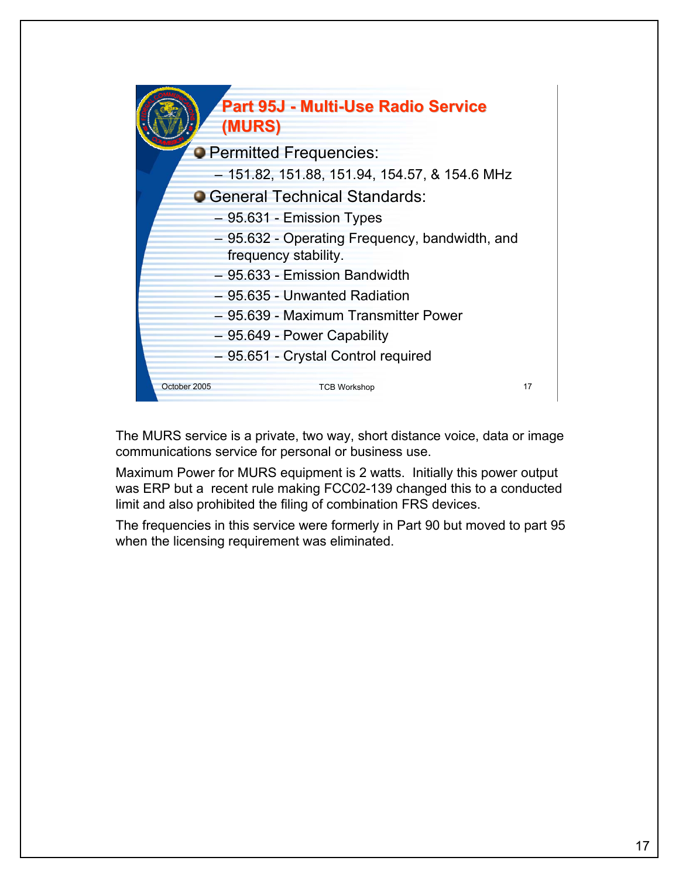## Part 95J - Multi-Use Radio Service (MURS)

- Permitted Frequencies:
  - 151.82, 151.88, 151.94, 154.57, & 154.6 MHz
- General Technical Standards:
  - 95.631 - Emission Types
  - 95.632 - Operating Frequency, bandwidth, and frequency stability.
  - 95.633 - Emission Bandwidth
  - 95.635 - Unwanted Radiation
  - 95.639 - Maximum Transmitter Power
  - 95.649 - Power Capability
  - 95.651 - Crystal Control required

October 2005 TCB Workshop 17

The MURS service is a private, two way, short distance voice, data or image communications service for personal or business use.

Maximum Power for MURS equipment is 2 watts. Initially this power output was ERP but a recent rule making FCC02-139 changed this to a conducted limit and also prohibited the filing of combination FRS devices.

The frequencies in this service were formerly in Part 90 but moved to part 95 when the licensing requirement was eliminated.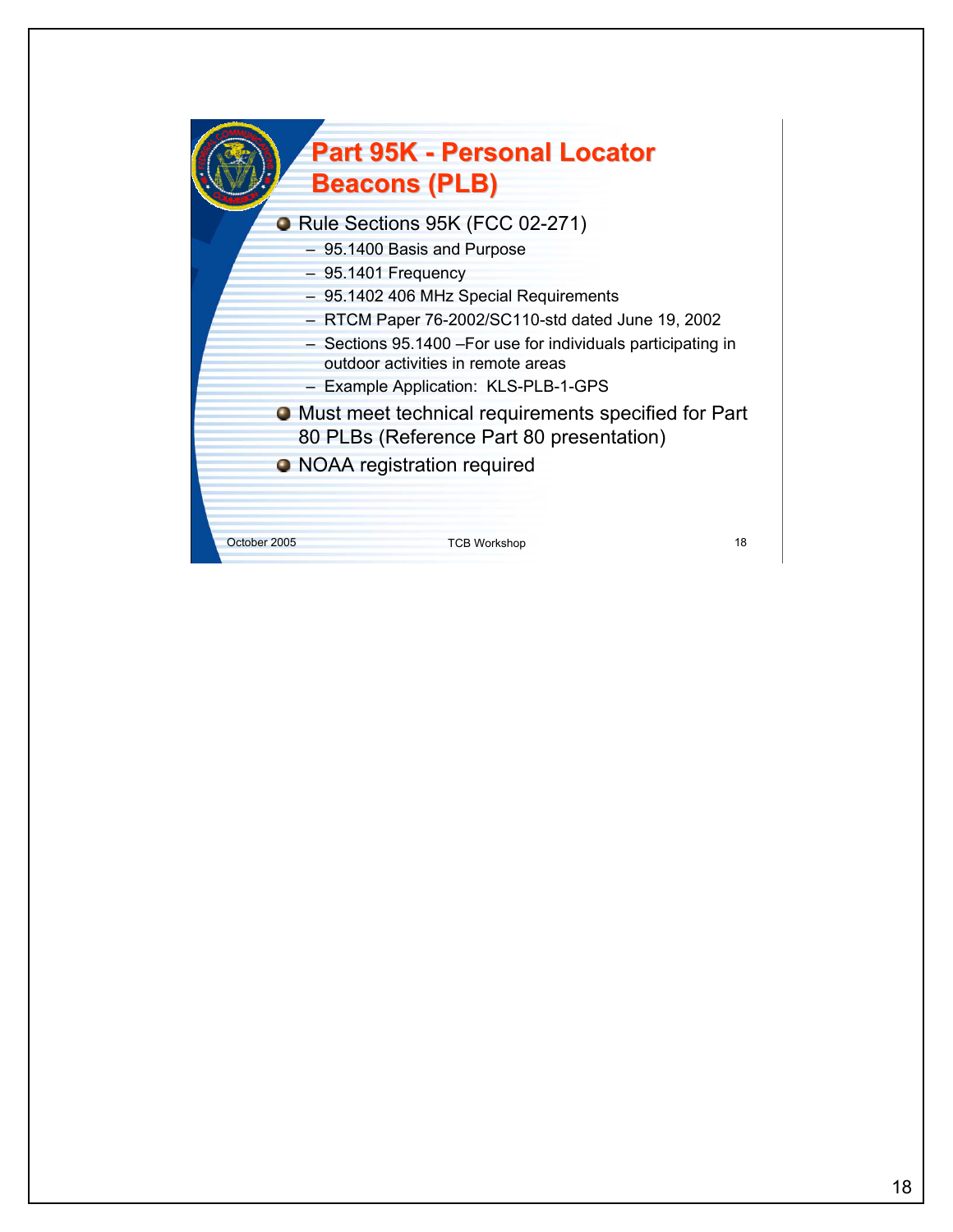# Part 95K - Personal Locator Beacons (PLB)

- Rule Sections 95K (FCC 02-271)
  - 95.1400 Basis and Purpose
  - 95.1401 Frequency
  - 95.1402 406 MHz Special Requirements
  - RTCM Paper 76-2002/SC110-std dated June 19, 2002
  - Sections 95.1400 –For use for individuals participating in outdoor activities in remote areas
  - Example Application: KLS-PLB-1-GPS
- Must meet technical requirements specified for Part 80 PLBs (Reference Part 80 presentation)
- NOAA registration required

October 2005 TCB Workshop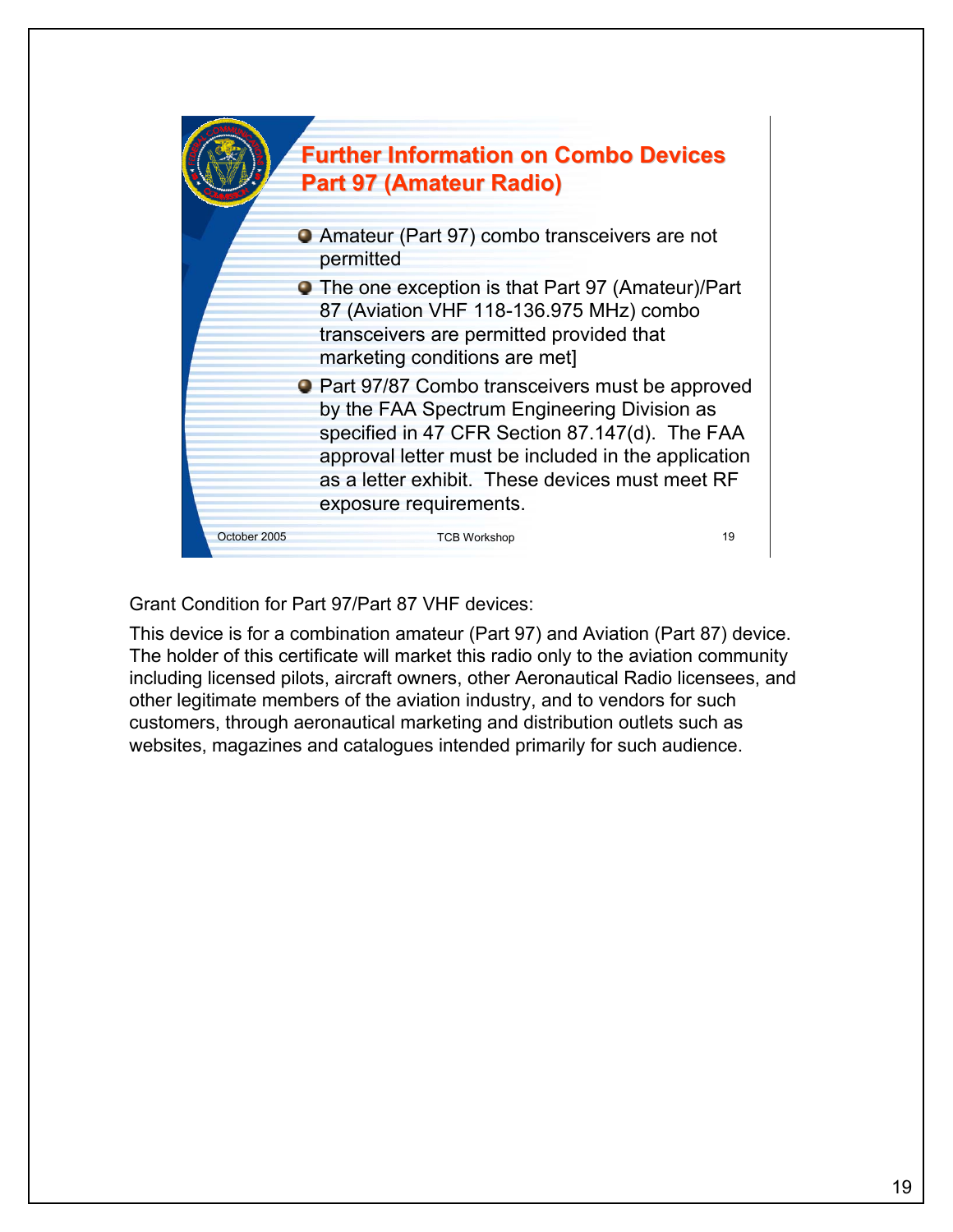## Further Information on Combo Devices Part 97 (Amateur Radio)

- Amateur (Part 97) combo transceivers are not permitted
- The one exception is that Part 97 (Amateur)/Part 87 (Aviation VHF 118-136.975 MHz) combo transceivers are permitted provided that marketing conditions are met]
- Part 97/87 Combo transceivers must be approved by the FAA Spectrum Engineering Division as specified in 47 CFR Section 87.147(d). The FAA approval letter must be included in the application as a letter exhibit. These devices must meet RF exposure requirements.

October 2005 TCB Workshop 19

Grant Condition for Part 97/Part 87 VHF devices:

This device is for a combination amateur (Part 97) and Aviation (Part 87) device. The holder of this certificate will market this radio only to the aviation community including licensed pilots, aircraft owners, other Aeronautical Radio licensees, and other legitimate members of the aviation industry, and to vendors for such customers, through aeronautical marketing and distribution outlets such as websites, magazines and catalogues intended primarily for such audience.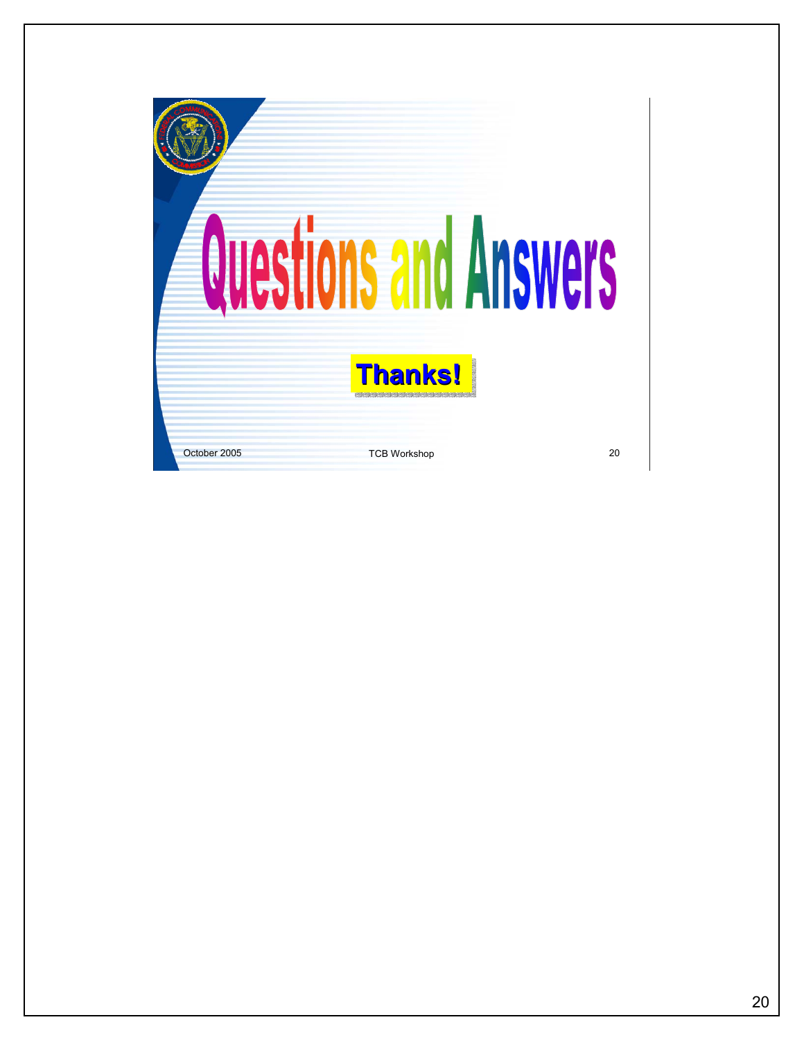# Questions and Answers

**Thanks!**

October 2005 TCB Workshop